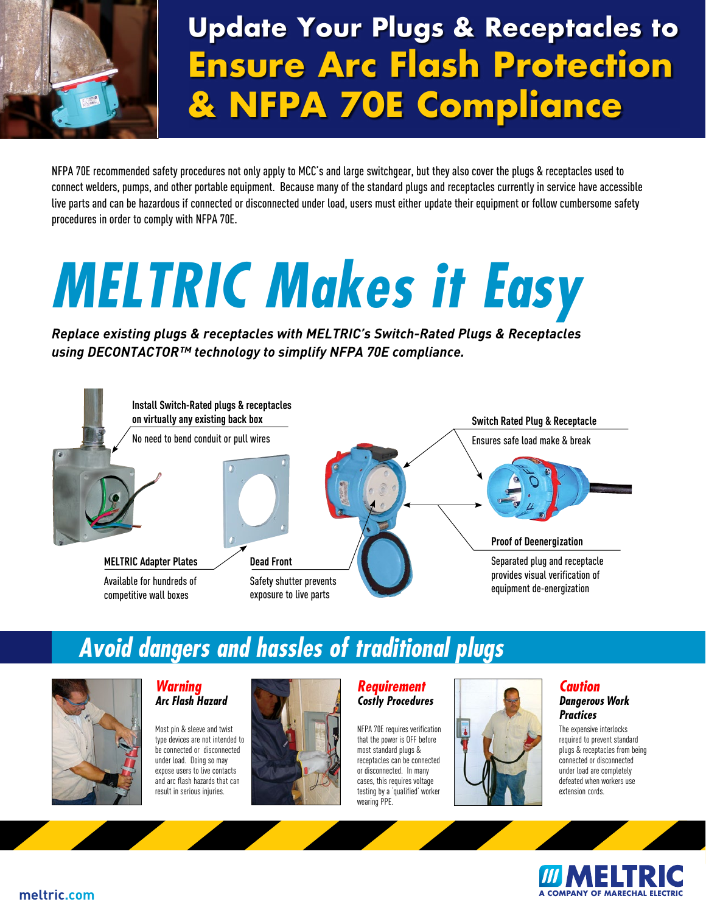# Update Your Plugs & Receptacles to Ensure Arc Flash Protection & NFPA 70E Compliance

NFPA 70E recommended safety procedures not only apply to MCC's and large switchgear, but they also cover the plugs & receptacles used to connect welders, pumps, and other portable equipment. Because many of the standard plugs and receptacles currently in service have accessible live parts and can be hazardous if connected or disconnected under load, users must either update their equipment or follow cumbersome safety procedures in order to comply with NFPA 70E.

# MELTRIC Makes it Easy

*Replace existing plugs & receptacles with MELTRIC's Switch-Rated Plugs & Receptacles using DECONTACTOR™ technology to simplify NFPA 70E compliance.*

**Install Switch-Rated plugs & receptacles on virtually any existing back box**

No need to bend conduit or pull wires

**Switch Rated Plug & Receptacle**

Ensures safe load make & break

**MELTRIC Adapter Plates**

Available for hundreds of competitive wall boxes

**Dead Front**

Safety shutter prevents exposure to live parts

**Proof of Deenergization**

Separated plug and receptacle provides visual verification of equipment de-energization

## Avoid dangers and hassles of traditional plugs

### Warning
***Arc Flash Hazard***

Most pin & sleeve and twist type devices are not intended to be connected or disconnected under load. Doing so may expose users to live contacts and arc flash hazards that can result in serious injuries.

### Requirement
***Costly Procedures***

NFPA 70E requires verification that the power is OFF before most standard plugs & receptacles can be connected or disconnected. In many cases, this requires voltage testing by a 'qualified' worker wearing PPE.

### Caution
***Dangerous Work Practices***

The expensive interlocks required to prevent standard plugs & receptacles from being connected or disconnected under load are completely defeated when workers use extension cords.

meltric.com

MELTRIC
A COMPANY OF MARECHAL ELECTRIC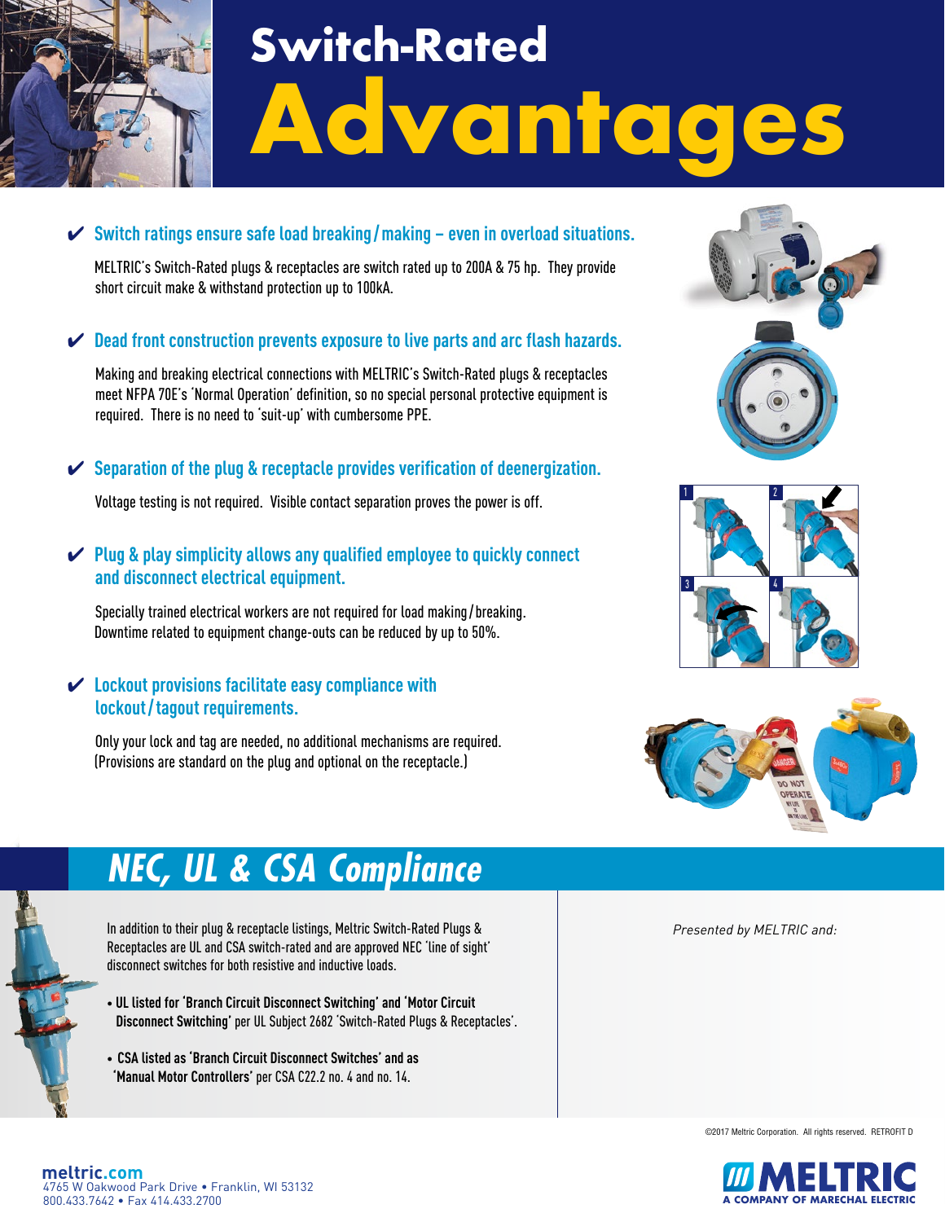# Switch-Rated Advantages

### ✔ Switch ratings ensure safe load breaking / making – even in overload situations.

MELTRIC's Switch-Rated plugs & receptacles are switch rated up to 200A & 75 hp. They provide short circuit make & withstand protection up to 100kA.

### ✔ Dead front construction prevents exposure to live parts and arc flash hazards.

Making and breaking electrical connections with MELTRIC's Switch-Rated plugs & receptacles meet NFPA 70E's 'Normal Operation' definition, so no special personal protective equipment is required. There is no need to 'suit-up' with cumbersome PPE.

### ✔ Separation of the plug & receptacle provides verification of deenergization.

Voltage testing is not required. Visible contact separation proves the power is off.

### ✔ Plug & play simplicity allows any qualified employee to quickly connect and disconnect electrical equipment.

Specially trained electrical workers are not required for load making / breaking. Downtime related to equipment change-outs can be reduced by up to 50%.

### ✔ Lockout provisions facilitate easy compliance with lockout / tagout requirements.

Only your lock and tag are needed, no additional mechanisms are required. (Provisions are standard on the plug and optional on the receptacle.)

## NEC, UL & CSA Compliance

In addition to their plug & receptacle listings, Meltric Switch-Rated Plugs & Receptacles are UL and CSA switch-rated and are approved NEC 'line of sight' disconnect switches for both resistive and inductive loads.

- **UL listed for 'Branch Circuit Disconnect Switching' and 'Motor Circuit Disconnect Switching'** per UL Subject 2682 'Switch-Rated Plugs & Receptacles'.
- **CSA listed as 'Branch Circuit Disconnect Switches' and as 'Manual Motor Controllers'** per CSA C22.2 no. 4 and no. 14.

*Presented by MELTRIC and:*

©2017 Meltric Corporation. All rights reserved. RETROFIT D

**meltric.com**
4765 W Oakwood Park Drive • Franklin, WI 53132
800.433.7642 • Fax 414.433.2700

MELTRIC
A COMPANY OF MARECHAL ELECTRIC